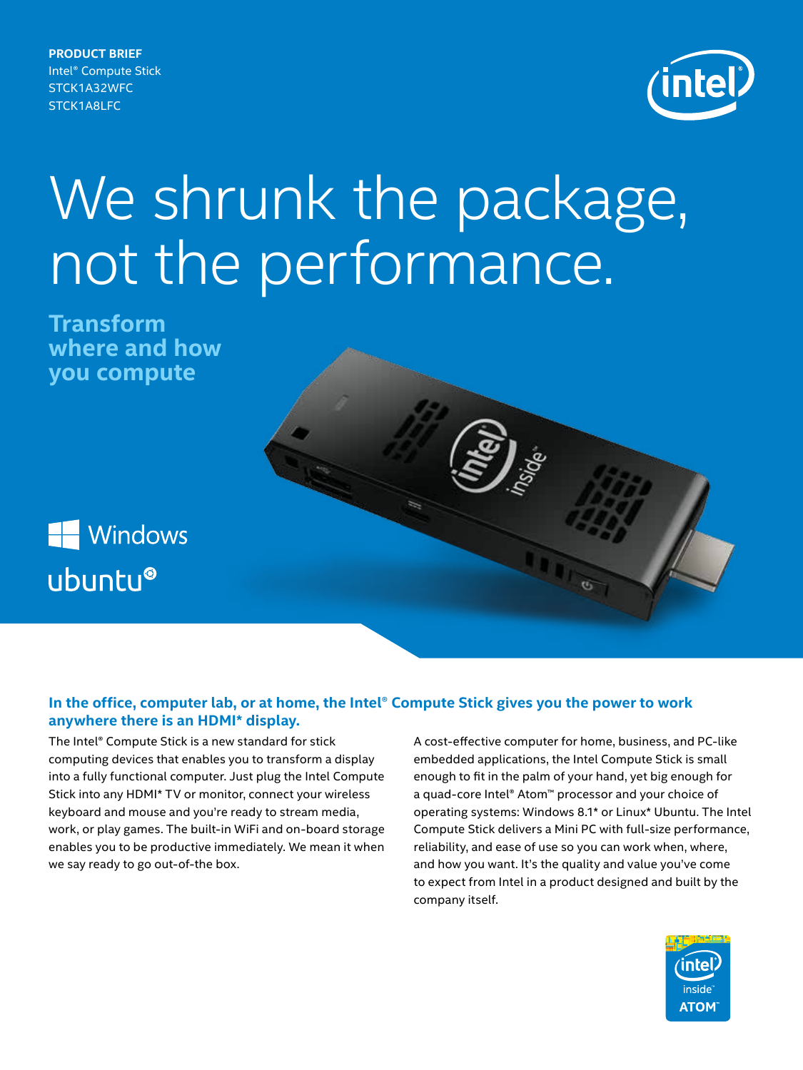**PRODUCT BRIEF**
Intel® Compute Stick
STCK1A32WFC
STCK1A8LFC

# We shrunk the package, not the performance.

## Transform where and how you compute

Windows

ubuntu®

### In the office, computer lab, or at home, the Intel® Compute Stick gives you the power to work anywhere there is an HDMI* display.

The Intel® Compute Stick is a new standard for stick computing devices that enables you to transform a display into a fully functional computer. Just plug the Intel Compute Stick into any HDMI* TV or monitor, connect your wireless keyboard and mouse and you're ready to stream media, work, or play games. The built-in WiFi and on-board storage enables you to be productive immediately. We mean it when we say ready to go out-of-the box.

A cost-effective computer for home, business, and PC-like embedded applications, the Intel Compute Stick is small enough to fit in the palm of your hand, yet big enough for a quad-core Intel® Atom™ processor and your choice of operating systems: Windows 8.1* or Linux* Ubuntu. The Intel Compute Stick delivers a Mini PC with full-size performance, reliability, and ease of use so you can work when, where, and how you want. It's the quality and value you've come to expect from Intel in a product designed and built by the company itself.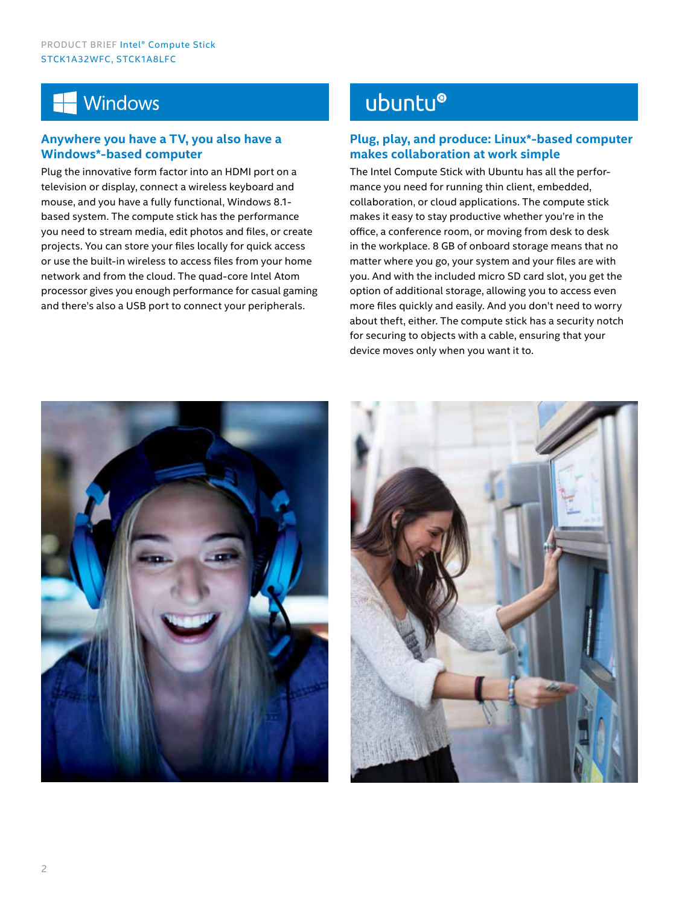## Windows

### Anywhere you have a TV, you also have a Windows*-based computer

Plug the innovative form factor into an HDMI port on a television or display, connect a wireless keyboard and mouse, and you have a fully functional, Windows 8.1-based system. The compute stick has the performance you need to stream media, edit photos and files, or create projects. You can store your files locally for quick access or use the built-in wireless to access files from your home network and from the cloud. The quad-core Intel Atom processor gives you enough performance for casual gaming and there's also a USB port to connect your peripherals.

## ubuntu®

### Plug, play, and produce: Linux*-based computer makes collaboration at work simple

The Intel Compute Stick with Ubuntu has all the performance you need for running thin client, embedded, collaboration, or cloud applications. The compute stick makes it easy to stay productive whether you're in the office, a conference room, or moving from desk to desk in the workplace. 8 GB of onboard storage means that no matter where you go, your system and your files are with you. And with the included micro SD card slot, you get the option of additional storage, allowing you to access even more files quickly and easily. And you don't need to worry about theft, either. The compute stick has a security notch for securing to objects with a cable, ensuring that your device moves only when you want it to.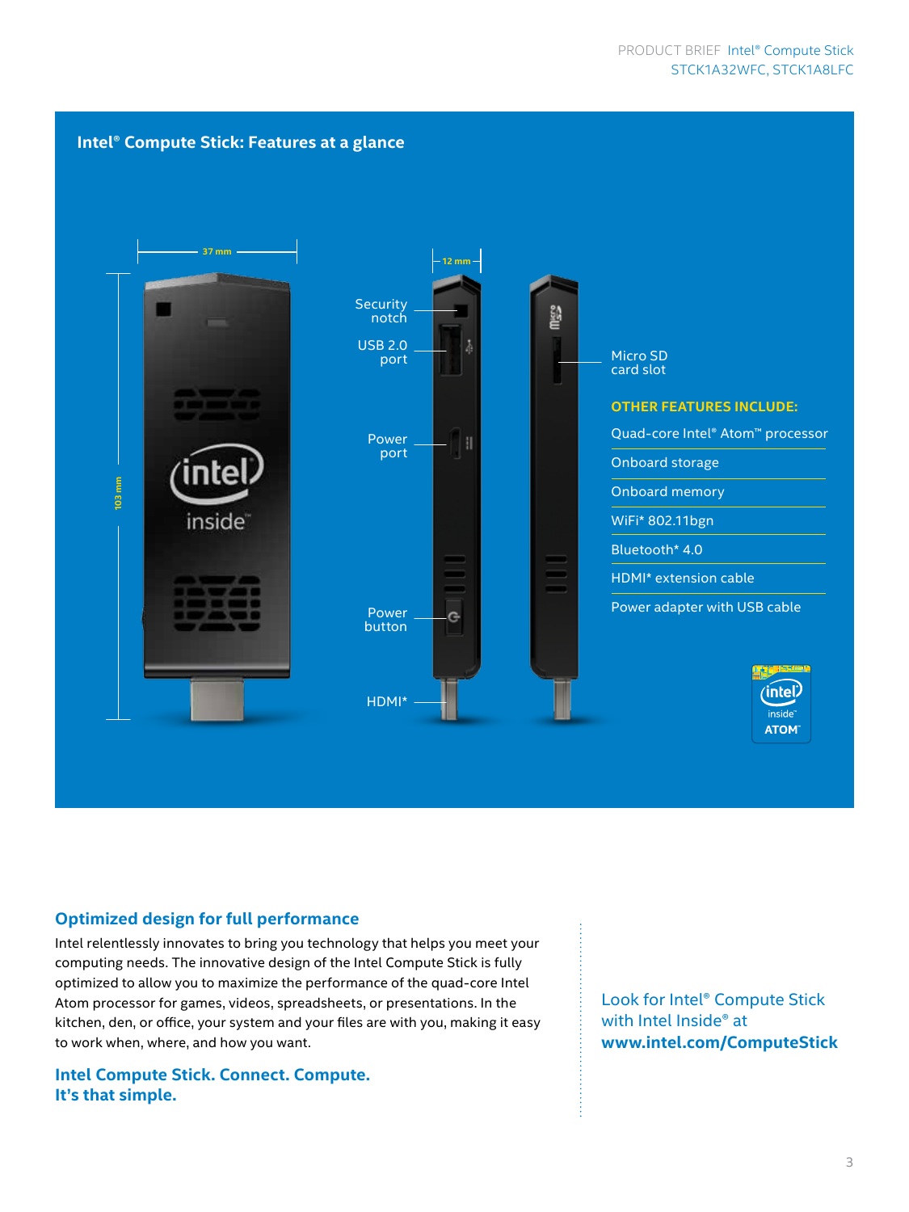## Intel® Compute Stick: Features at a glance

37 mm

103 mm

12 mm

Security notch

USB 2.0 port

Power port

Power button

HDMI*

Micro SD card slot

**OTHER FEATURES INCLUDE:**

- Quad-core Intel® Atom™ processor
- Onboard storage
- Onboard memory
- WiFi* 802.11bgn
- Bluetooth* 4.0
- HDMI* extension cable
- Power adapter with USB cable

### Optimized design for full performance

Intel relentlessly innovates to bring you technology that helps you meet your computing needs. The innovative design of the Intel Compute Stick is fully optimized to allow you to maximize the performance of the quad-core Intel Atom processor for games, videos, spreadsheets, or presentations. In the kitchen, den, or office, your system and your files are with you, making it easy to work when, where, and how you want.

**Intel Compute Stick. Connect. Compute. It's that simple.**

Look for Intel® Compute Stick with Intel Inside® at **www.intel.com/ComputeStick**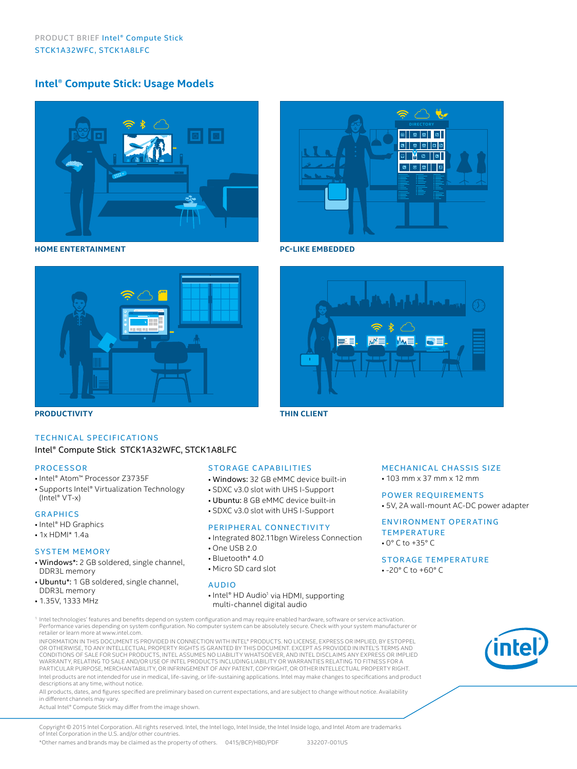## Intel® Compute Stick: Usage Models

HOME ENTERTAINMENT

PC-LIKE EMBEDDED

PRODUCTIVITY

THIN CLIENT

## TECHNICAL SPECIFICATIONS

Intel® Compute Stick STCK1A32WFC, STCK1A8LFC

### PROCESSOR

- Intel® Atom™ Processor Z3735F
- Supports Intel® Virtualization Technology (Intel® VT-x)

### GRAPHICS

- Intel® HD Graphics
- 1x HDMI* 1.4a

### SYSTEM MEMORY

- **Windows*:** 2 GB soldered, single channel, DDR3L memory
- **Ubuntu*:** 1 GB soldered, single channel, DDR3L memory
- 1.35V, 1333 MHz

### STORAGE CAPABILITIES

- **Windows:** 32 GB eMMC device built-in
- SDXC v3.0 slot with UHS I-Support
- **Ubuntu:** 8 GB eMMC device built-in
- SDXC v3.0 slot with UHS I-Support

### PERIPHERAL CONNECTIVITY

- Integrated 802.11bgn Wireless Connection
- One USB 2.0
- Bluetooth* 4.0
- Micro SD card slot

### AUDIO

- Intel® HD Audio[1] via HDMI, supporting multi-channel digital audio

### MECHANICAL CHASSIS SIZE

- 103 mm x 37 mm x 12 mm

### POWER REQUIREMENTS

- 5V, 2A wall-mount AC-DC power adapter

### ENVIRONMENT OPERATING TEMPERATURE

- 0° C to +35° C

### STORAGE TEMPERATURE

- -20° C to +60° C

[1] Intel technologies' features and benefits depend on system configuration and may require enabled hardware, software or service activation. Performance varies depending on system configuration. No computer system can be absolutely secure. Check with your system manufacturer or retailer or learn more at www.intel.com.

INFORMATION IN THIS DOCUMENT IS PROVIDED IN CONNECTION WITH INTEL® PRODUCTS. NO LICENSE, EXPRESS OR IMPLIED, BY ESTOPPEL OR OTHERWISE, TO ANY INTELLECTUAL PROPERTY RIGHTS IS GRANTED BY THIS DOCUMENT. EXCEPT AS PROVIDED IN INTEL'S TERMS AND CONDITIONS OF SALE FOR SUCH PRODUCTS, INTEL ASSUMES NO LIABILITY WHATSOEVER, AND INTEL DISCLAIMS ANY EXPRESS OR IMPLIED WARRANTY, RELATING TO SALE AND/OR USE OF INTEL PRODUCTS INCLUDING LIABILITY OR WARRANTIES RELATING TO FITNESS FOR A PARTICULAR PURPOSE, MERCHANTABILITY, OR INFRINGEMENT OF ANY PATENT, COPYRIGHT, OR OTHER INTELLECTUAL PROPERTY RIGHT.

Intel products are not intended for use in medical, life-saving, or life-sustaining applications. Intel may make changes to specifications and product descriptions at any time, without notice.

All products, dates, and figures specified are preliminary based on current expectations, and are subject to change without notice. Availability in different channels may vary.

Actual Intel® Compute Stick may differ from the image shown.

Copyright © 2015 Intel Corporation. All rights reserved. Intel, the Intel logo, Intel Inside, the Intel Inside logo, and Intel Atom are trademarks of Intel Corporation in the U.S. and/or other countries.

*Other names and brands may be claimed as the property of others. 0415/BCP/HBD/PDF 332207-001US